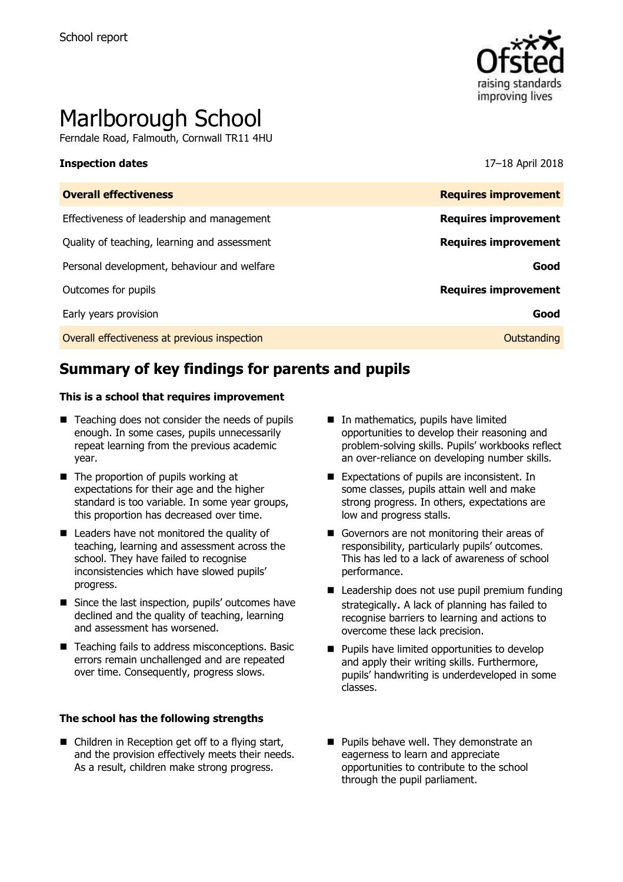School report

# Marlborough School

Ferndale Road, Falmouth, Cornwall TR11 4HU

**Inspection dates** 17–18 April 2018

| **Overall effectiveness** | **Requires improvement** |
| --- | --- |
| Effectiveness of leadership and management | **Requires improvement** |
| Quality of teaching, learning and assessment | **Requires improvement** |
| Personal development, behaviour and welfare | **Good** |
| Outcomes for pupils | **Requires improvement** |
| Early years provision | **Good** |
| Overall effectiveness at previous inspection | Outstanding |

## Summary of key findings for parents and pupils

**This is a school that requires improvement**

- Teaching does not consider the needs of pupils enough. In some cases, pupils unnecessarily repeat learning from the previous academic year.
- The proportion of pupils working at expectations for their age and the higher standard is too variable. In some year groups, this proportion has decreased over time.
- Leaders have not monitored the quality of teaching, learning and assessment across the school. They have failed to recognise inconsistencies which have slowed pupils' progress.
- Since the last inspection, pupils' outcomes have declined and the quality of teaching, learning and assessment has worsened.
- Teaching fails to address misconceptions. Basic errors remain unchallenged and are repeated over time. Consequently, progress slows.
- In mathematics, pupils have limited opportunities to develop their reasoning and problem-solving skills. Pupils' workbooks reflect an over-reliance on developing number skills.
- Expectations of pupils are inconsistent. In some classes, pupils attain well and make strong progress. In others, expectations are low and progress stalls.
- Governors are not monitoring their areas of responsibility, particularly pupils' outcomes. This has led to a lack of awareness of school performance.
- Leadership does not use pupil premium funding strategically. A lack of planning has failed to recognise barriers to learning and actions to overcome these lack precision.
- Pupils have limited opportunities to develop and apply their writing skills. Furthermore, pupils' handwriting is underdeveloped in some classes.

**The school has the following strengths**

- Children in Reception get off to a flying start, and the provision effectively meets their needs. As a result, children make strong progress.
- Pupils behave well. They demonstrate an eagerness to learn and appreciate opportunities to contribute to the school through the pupil parliament.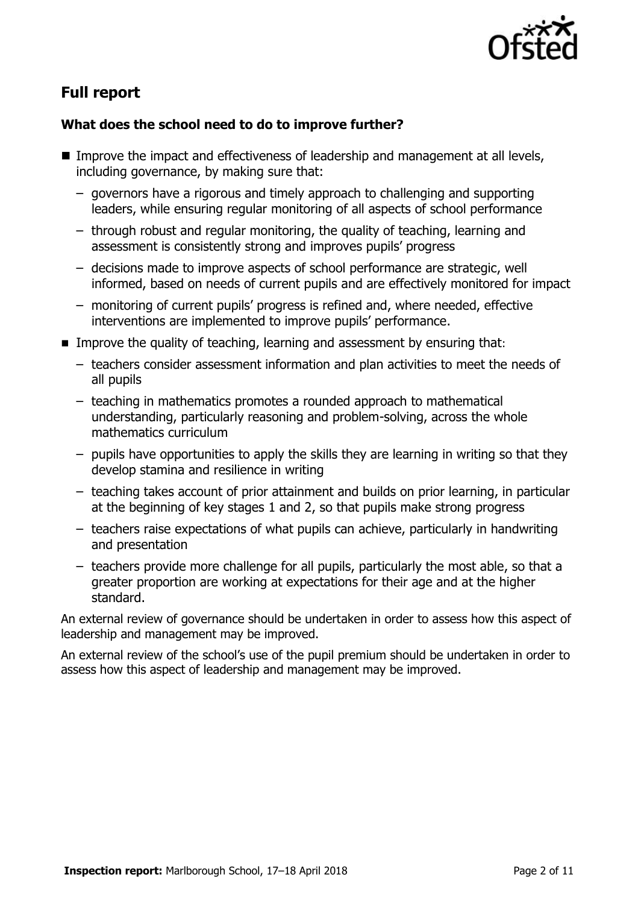## Full report

### What does the school need to do to improve further?

- Improve the impact and effectiveness of leadership and management at all levels, including governance, by making sure that:
  - governors have a rigorous and timely approach to challenging and supporting leaders, while ensuring regular monitoring of all aspects of school performance
  - through robust and regular monitoring, the quality of teaching, learning and assessment is consistently strong and improves pupils' progress
  - decisions made to improve aspects of school performance are strategic, well informed, based on needs of current pupils and are effectively monitored for impact
  - monitoring of current pupils' progress is refined and, where needed, effective interventions are implemented to improve pupils' performance.
- Improve the quality of teaching, learning and assessment by ensuring that:
  - teachers consider assessment information and plan activities to meet the needs of all pupils
  - teaching in mathematics promotes a rounded approach to mathematical understanding, particularly reasoning and problem-solving, across the whole mathematics curriculum
  - pupils have opportunities to apply the skills they are learning in writing so that they develop stamina and resilience in writing
  - teaching takes account of prior attainment and builds on prior learning, in particular at the beginning of key stages 1 and 2, so that pupils make strong progress
  - teachers raise expectations of what pupils can achieve, particularly in handwriting and presentation
  - teachers provide more challenge for all pupils, particularly the most able, so that a greater proportion are working at expectations for their age and at the higher standard.

An external review of governance should be undertaken in order to assess how this aspect of leadership and management may be improved.

An external review of the school's use of the pupil premium should be undertaken in order to assess how this aspect of leadership and management may be improved.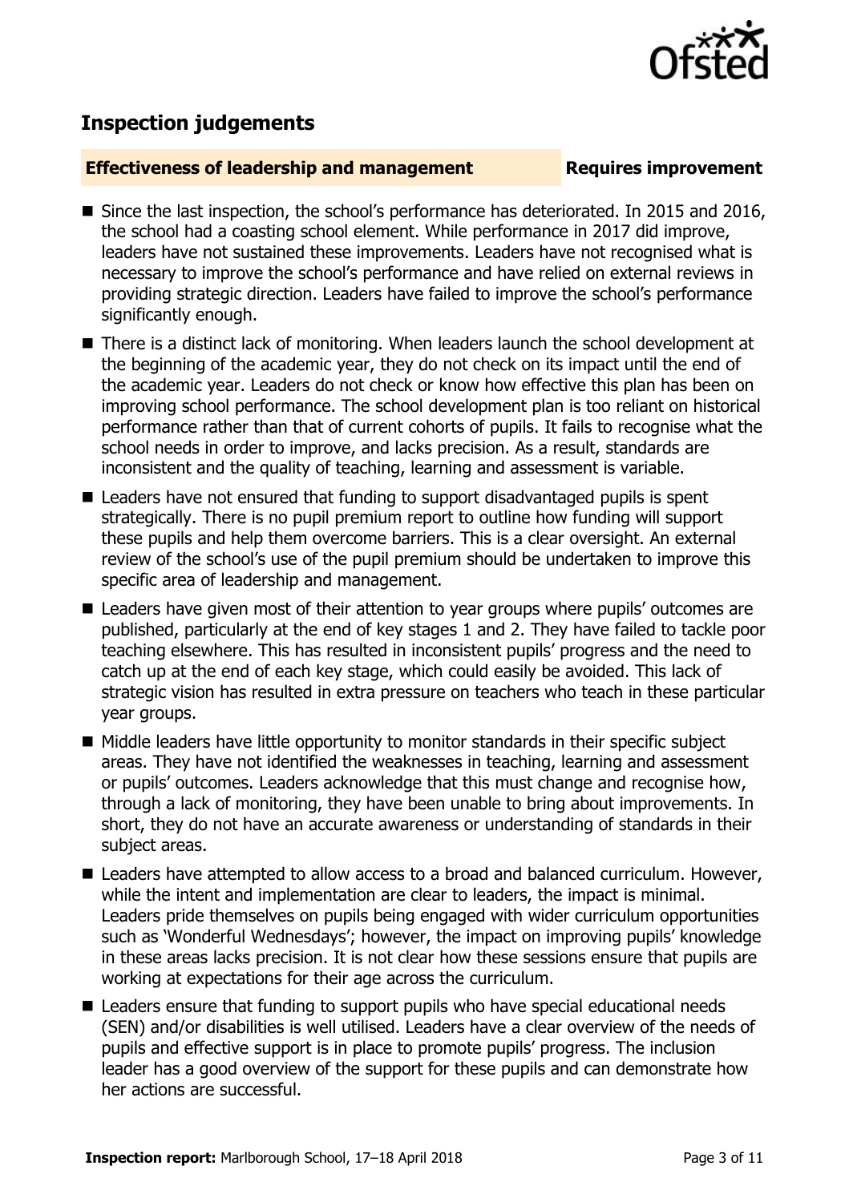## Inspection judgements

**Effectiveness of leadership and management** **Requires improvement**

- Since the last inspection, the school's performance has deteriorated. In 2015 and 2016, the school had a coasting school element. While performance in 2017 did improve, leaders have not sustained these improvements. Leaders have not recognised what is necessary to improve the school's performance and have relied on external reviews in providing strategic direction. Leaders have failed to improve the school's performance significantly enough.
- There is a distinct lack of monitoring. When leaders launch the school development at the beginning of the academic year, they do not check on its impact until the end of the academic year. Leaders do not check or know how effective this plan has been on improving school performance. The school development plan is too reliant on historical performance rather than that of current cohorts of pupils. It fails to recognise what the school needs in order to improve, and lacks precision. As a result, standards are inconsistent and the quality of teaching, learning and assessment is variable.
- Leaders have not ensured that funding to support disadvantaged pupils is spent strategically. There is no pupil premium report to outline how funding will support these pupils and help them overcome barriers. This is a clear oversight. An external review of the school's use of the pupil premium should be undertaken to improve this specific area of leadership and management.
- Leaders have given most of their attention to year groups where pupils' outcomes are published, particularly at the end of key stages 1 and 2. They have failed to tackle poor teaching elsewhere. This has resulted in inconsistent pupils' progress and the need to catch up at the end of each key stage, which could easily be avoided. This lack of strategic vision has resulted in extra pressure on teachers who teach in these particular year groups.
- Middle leaders have little opportunity to monitor standards in their specific subject areas. They have not identified the weaknesses in teaching, learning and assessment or pupils' outcomes. Leaders acknowledge that this must change and recognise how, through a lack of monitoring, they have been unable to bring about improvements. In short, they do not have an accurate awareness or understanding of standards in their subject areas.
- Leaders have attempted to allow access to a broad and balanced curriculum. However, while the intent and implementation are clear to leaders, the impact is minimal. Leaders pride themselves on pupils being engaged with wider curriculum opportunities such as 'Wonderful Wednesdays'; however, the impact on improving pupils' knowledge in these areas lacks precision. It is not clear how these sessions ensure that pupils are working at expectations for their age across the curriculum.
- Leaders ensure that funding to support pupils who have special educational needs (SEN) and/or disabilities is well utilised. Leaders have a clear overview of the needs of pupils and effective support is in place to promote pupils' progress. The inclusion leader has a good overview of the support for these pupils and can demonstrate how her actions are successful.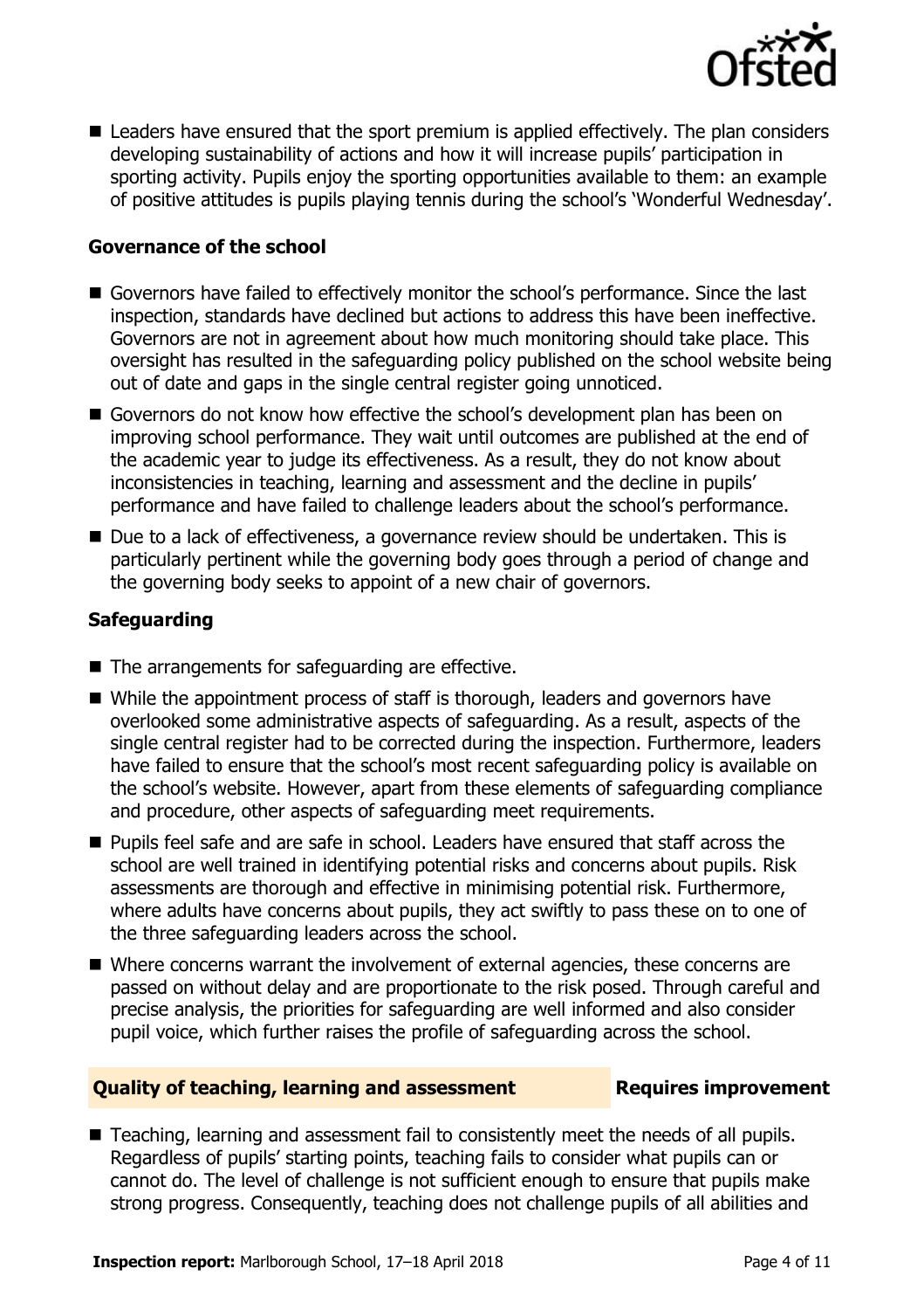- Leaders have ensured that the sport premium is applied effectively. The plan considers developing sustainability of actions and how it will increase pupils' participation in sporting activity. Pupils enjoy the sporting opportunities available to them: an example of positive attitudes is pupils playing tennis during the school's 'Wonderful Wednesday'.

### Governance of the school

- Governors have failed to effectively monitor the school's performance. Since the last inspection, standards have declined but actions to address this have been ineffective. Governors are not in agreement about how much monitoring should take place. This oversight has resulted in the safeguarding policy published on the school website being out of date and gaps in the single central register going unnoticed.
- Governors do not know how effective the school's development plan has been on improving school performance. They wait until outcomes are published at the end of the academic year to judge its effectiveness. As a result, they do not know about inconsistencies in teaching, learning and assessment and the decline in pupils' performance and have failed to challenge leaders about the school's performance.
- Due to a lack of effectiveness, a governance review should be undertaken. This is particularly pertinent while the governing body goes through a period of change and the governing body seeks to appoint of a new chair of governors.

### Safeguarding

- The arrangements for safeguarding are effective.
- While the appointment process of staff is thorough, leaders and governors have overlooked some administrative aspects of safeguarding. As a result, aspects of the single central register had to be corrected during the inspection. Furthermore, leaders have failed to ensure that the school's most recent safeguarding policy is available on the school's website. However, apart from these elements of safeguarding compliance and procedure, other aspects of safeguarding meet requirements.
- Pupils feel safe and are safe in school. Leaders have ensured that staff across the school are well trained in identifying potential risks and concerns about pupils. Risk assessments are thorough and effective in minimising potential risk. Furthermore, where adults have concerns about pupils, they act swiftly to pass these on to one of the three safeguarding leaders across the school.
- Where concerns warrant the involvement of external agencies, these concerns are passed on without delay and are proportionate to the risk posed. Through careful and precise analysis, the priorities for safeguarding are well informed and also consider pupil voice, which further raises the profile of safeguarding across the school.

## Quality of teaching, learning and assessment — Requires improvement

- Teaching, learning and assessment fail to consistently meet the needs of all pupils. Regardless of pupils' starting points, teaching fails to consider what pupils can or cannot do. The level of challenge is not sufficient enough to ensure that pupils make strong progress. Consequently, teaching does not challenge pupils of all abilities and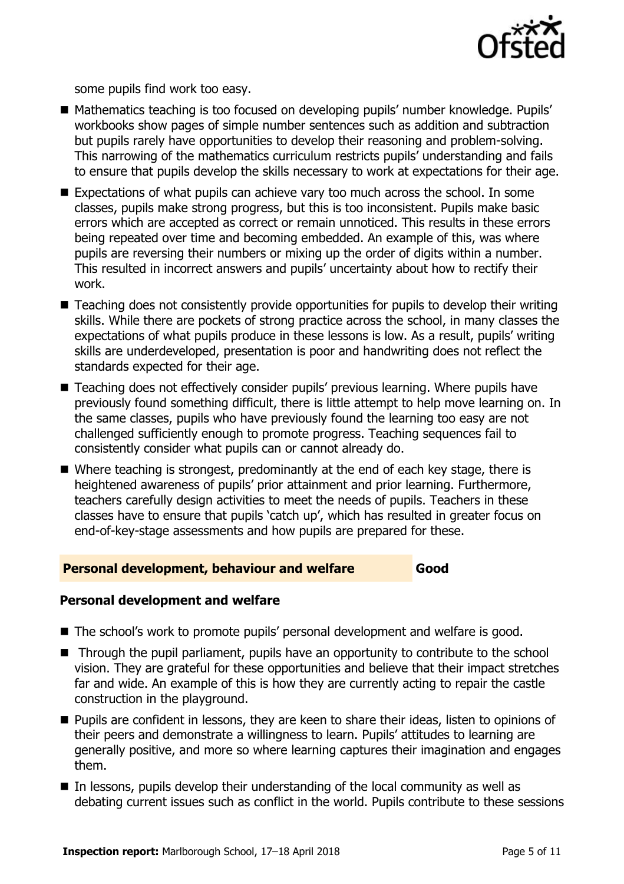some pupils find work too easy.

- Mathematics teaching is too focused on developing pupils' number knowledge. Pupils' workbooks show pages of simple number sentences such as addition and subtraction but pupils rarely have opportunities to develop their reasoning and problem-solving. This narrowing of the mathematics curriculum restricts pupils' understanding and fails to ensure that pupils develop the skills necessary to work at expectations for their age.
- Expectations of what pupils can achieve vary too much across the school. In some classes, pupils make strong progress, but this is too inconsistent. Pupils make basic errors which are accepted as correct or remain unnoticed. This results in these errors being repeated over time and becoming embedded. An example of this, was where pupils are reversing their numbers or mixing up the order of digits within a number. This resulted in incorrect answers and pupils' uncertainty about how to rectify their work.
- Teaching does not consistently provide opportunities for pupils to develop their writing skills. While there are pockets of strong practice across the school, in many classes the expectations of what pupils produce in these lessons is low. As a result, pupils' writing skills are underdeveloped, presentation is poor and handwriting does not reflect the standards expected for their age.
- Teaching does not effectively consider pupils' previous learning. Where pupils have previously found something difficult, there is little attempt to help move learning on. In the same classes, pupils who have previously found the learning too easy are not challenged sufficiently enough to promote progress. Teaching sequences fail to consistently consider what pupils can or cannot already do.
- Where teaching is strongest, predominantly at the end of each key stage, there is heightened awareness of pupils' prior attainment and prior learning. Furthermore, teachers carefully design activities to meet the needs of pupils. Teachers in these classes have to ensure that pupils 'catch up', which has resulted in greater focus on end-of-key-stage assessments and how pupils are prepared for these.

## Personal development, behaviour and welfare — Good

### Personal development and welfare

- The school's work to promote pupils' personal development and welfare is good.
- Through the pupil parliament, pupils have an opportunity to contribute to the school vision. They are grateful for these opportunities and believe that their impact stretches far and wide. An example of this is how they are currently acting to repair the castle construction in the playground.
- Pupils are confident in lessons, they are keen to share their ideas, listen to opinions of their peers and demonstrate a willingness to learn. Pupils' attitudes to learning are generally positive, and more so where learning captures their imagination and engages them.
- In lessons, pupils develop their understanding of the local community as well as debating current issues such as conflict in the world. Pupils contribute to these sessions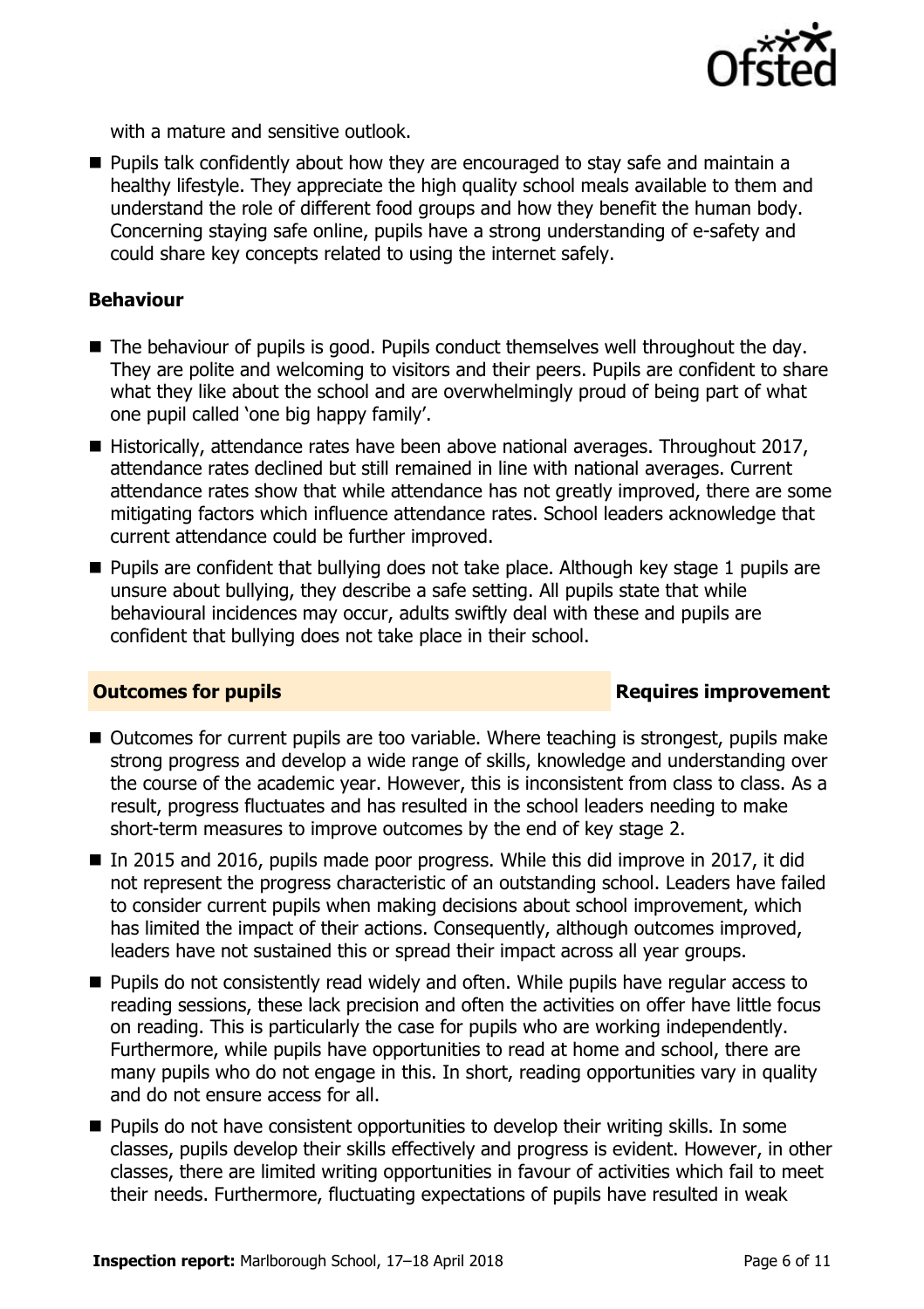with a mature and sensitive outlook.

- Pupils talk confidently about how they are encouraged to stay safe and maintain a healthy lifestyle. They appreciate the high quality school meals available to them and understand the role of different food groups and how they benefit the human body. Concerning staying safe online, pupils have a strong understanding of e-safety and could share key concepts related to using the internet safely.

### Behaviour

- The behaviour of pupils is good. Pupils conduct themselves well throughout the day. They are polite and welcoming to visitors and their peers. Pupils are confident to share what they like about the school and are overwhelmingly proud of being part of what one pupil called 'one big happy family'.
- Historically, attendance rates have been above national averages. Throughout 2017, attendance rates declined but still remained in line with national averages. Current attendance rates show that while attendance has not greatly improved, there are some mitigating factors which influence attendance rates. School leaders acknowledge that current attendance could be further improved.
- Pupils are confident that bullying does not take place. Although key stage 1 pupils are unsure about bullying, they describe a safe setting. All pupils state that while behavioural incidences may occur, adults swiftly deal with these and pupils are confident that bullying does not take place in their school.

## Outcomes for pupils — Requires improvement

- Outcomes for current pupils are too variable. Where teaching is strongest, pupils make strong progress and develop a wide range of skills, knowledge and understanding over the course of the academic year. However, this is inconsistent from class to class. As a result, progress fluctuates and has resulted in the school leaders needing to make short-term measures to improve outcomes by the end of key stage 2.
- In 2015 and 2016, pupils made poor progress. While this did improve in 2017, it did not represent the progress characteristic of an outstanding school. Leaders have failed to consider current pupils when making decisions about school improvement, which has limited the impact of their actions. Consequently, although outcomes improved, leaders have not sustained this or spread their impact across all year groups.
- Pupils do not consistently read widely and often. While pupils have regular access to reading sessions, these lack precision and often the activities on offer have little focus on reading. This is particularly the case for pupils who are working independently. Furthermore, while pupils have opportunities to read at home and school, there are many pupils who do not engage in this. In short, reading opportunities vary in quality and do not ensure access for all.
- Pupils do not have consistent opportunities to develop their writing skills. In some classes, pupils develop their skills effectively and progress is evident. However, in other classes, there are limited writing opportunities in favour of activities which fail to meet their needs. Furthermore, fluctuating expectations of pupils have resulted in weak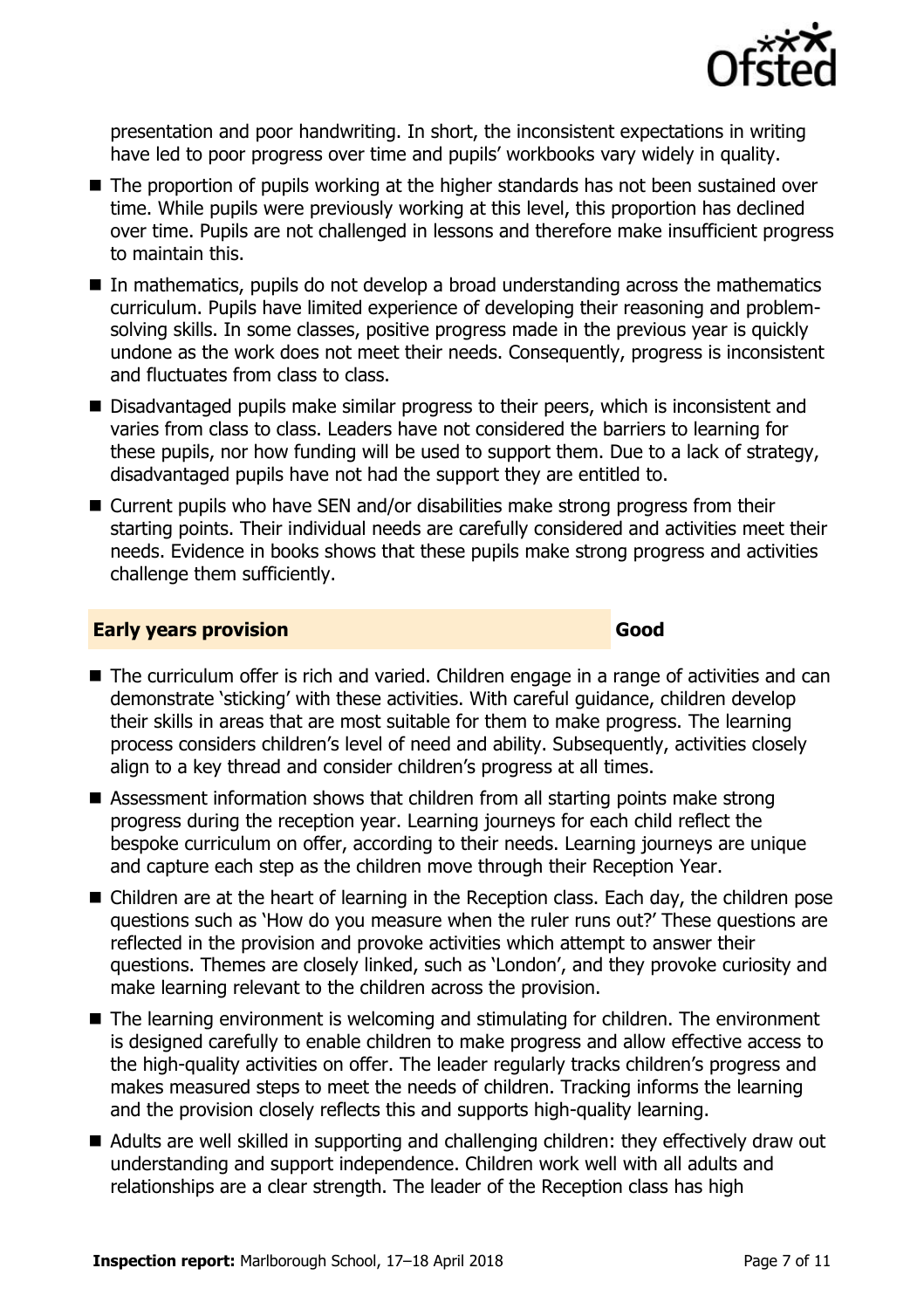presentation and poor handwriting. In short, the inconsistent expectations in writing have led to poor progress over time and pupils' workbooks vary widely in quality.

- The proportion of pupils working at the higher standards has not been sustained over time. While pupils were previously working at this level, this proportion has declined over time. Pupils are not challenged in lessons and therefore make insufficient progress to maintain this.
- In mathematics, pupils do not develop a broad understanding across the mathematics curriculum. Pupils have limited experience of developing their reasoning and problem-solving skills. In some classes, positive progress made in the previous year is quickly undone as the work does not meet their needs. Consequently, progress is inconsistent and fluctuates from class to class.
- Disadvantaged pupils make similar progress to their peers, which is inconsistent and varies from class to class. Leaders have not considered the barriers to learning for these pupils, nor how funding will be used to support them. Due to a lack of strategy, disadvantaged pupils have not had the support they are entitled to.
- Current pupils who have SEN and/or disabilities make strong progress from their starting points. Their individual needs are carefully considered and activities meet their needs. Evidence in books shows that these pupils make strong progress and activities challenge them sufficiently.

## Early years provision — Good

- The curriculum offer is rich and varied. Children engage in a range of activities and can demonstrate 'sticking' with these activities. With careful guidance, children develop their skills in areas that are most suitable for them to make progress. The learning process considers children's level of need and ability. Subsequently, activities closely align to a key thread and consider children's progress at all times.
- Assessment information shows that children from all starting points make strong progress during the reception year. Learning journeys for each child reflect the bespoke curriculum on offer, according to their needs. Learning journeys are unique and capture each step as the children move through their Reception Year.
- Children are at the heart of learning in the Reception class. Each day, the children pose questions such as 'How do you measure when the ruler runs out?' These questions are reflected in the provision and provoke activities which attempt to answer their questions. Themes are closely linked, such as 'London', and they provoke curiosity and make learning relevant to the children across the provision.
- The learning environment is welcoming and stimulating for children. The environment is designed carefully to enable children to make progress and allow effective access to the high-quality activities on offer. The leader regularly tracks children's progress and makes measured steps to meet the needs of children. Tracking informs the learning and the provision closely reflects this and supports high-quality learning.
- Adults are well skilled in supporting and challenging children: they effectively draw out understanding and support independence. Children work well with all adults and relationships are a clear strength. The leader of the Reception class has high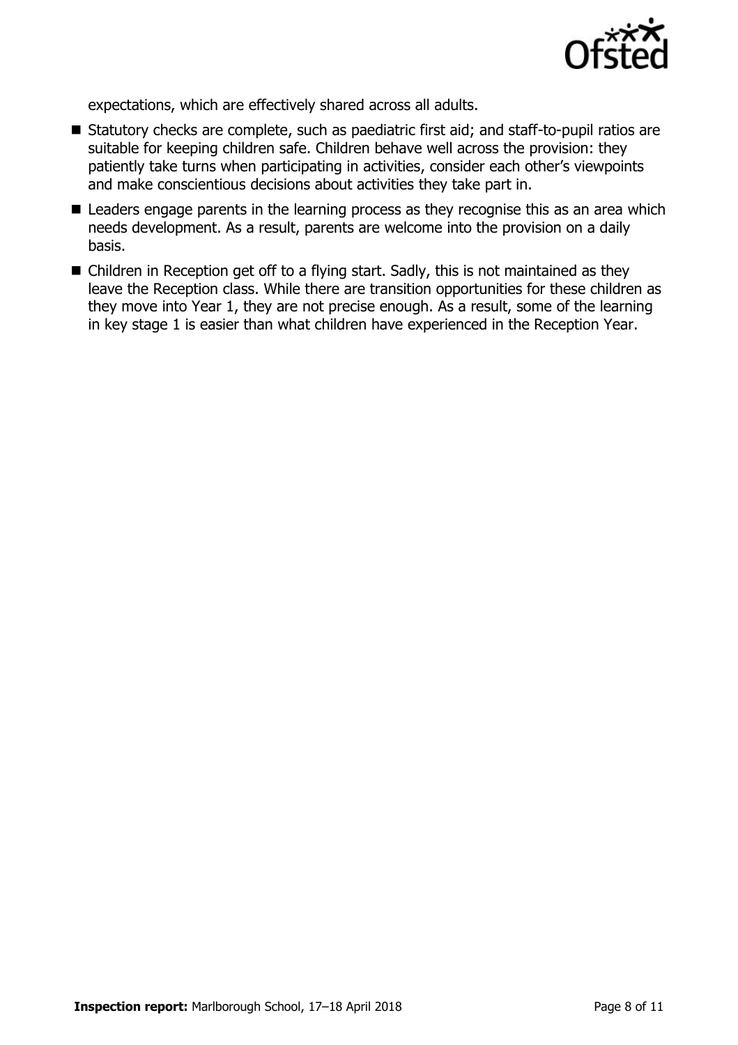expectations, which are effectively shared across all adults.

- Statutory checks are complete, such as paediatric first aid; and staff-to-pupil ratios are suitable for keeping children safe. Children behave well across the provision: they patiently take turns when participating in activities, consider each other's viewpoints and make conscientious decisions about activities they take part in.
- Leaders engage parents in the learning process as they recognise this as an area which needs development. As a result, parents are welcome into the provision on a daily basis.
- Children in Reception get off to a flying start. Sadly, this is not maintained as they leave the Reception class. While there are transition opportunities for these children as they move into Year 1, they are not precise enough. As a result, some of the learning in key stage 1 is easier than what children have experienced in the Reception Year.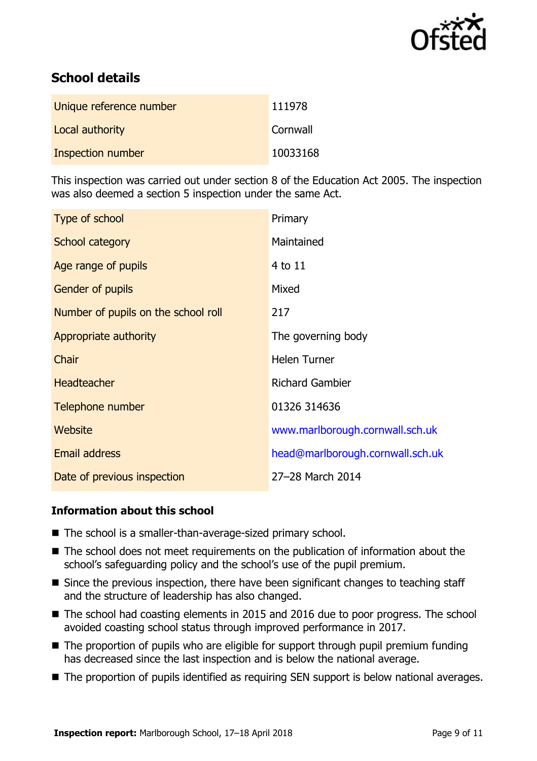## School details

| | |
|---|---|
| Unique reference number | 111978 |
| Local authority | Cornwall |
| Inspection number | 10033168 |

This inspection was carried out under section 8 of the Education Act 2005. The inspection was also deemed a section 5 inspection under the same Act.

| | |
|---|---|
| Type of school | Primary |
| School category | Maintained |
| Age range of pupils | 4 to 11 |
| Gender of pupils | Mixed |
| Number of pupils on the school roll | 217 |
| Appropriate authority | The governing body |
| Chair | Helen Turner |
| Headteacher | Richard Gambier |
| Telephone number | 01326 314636 |
| Website | www.marlborough.cornwall.sch.uk |
| Email address | head@marlborough.cornwall.sch.uk |
| Date of previous inspection | 27–28 March 2014 |

### Information about this school

- The school is a smaller-than-average-sized primary school.
- The school does not meet requirements on the publication of information about the school's safeguarding policy and the school's use of the pupil premium.
- Since the previous inspection, there have been significant changes to teaching staff and the structure of leadership has also changed.
- The school had coasting elements in 2015 and 2016 due to poor progress. The school avoided coasting school status through improved performance in 2017.
- The proportion of pupils who are eligible for support through pupil premium funding has decreased since the last inspection and is below the national average.
- The proportion of pupils identified as requiring SEN support is below national averages.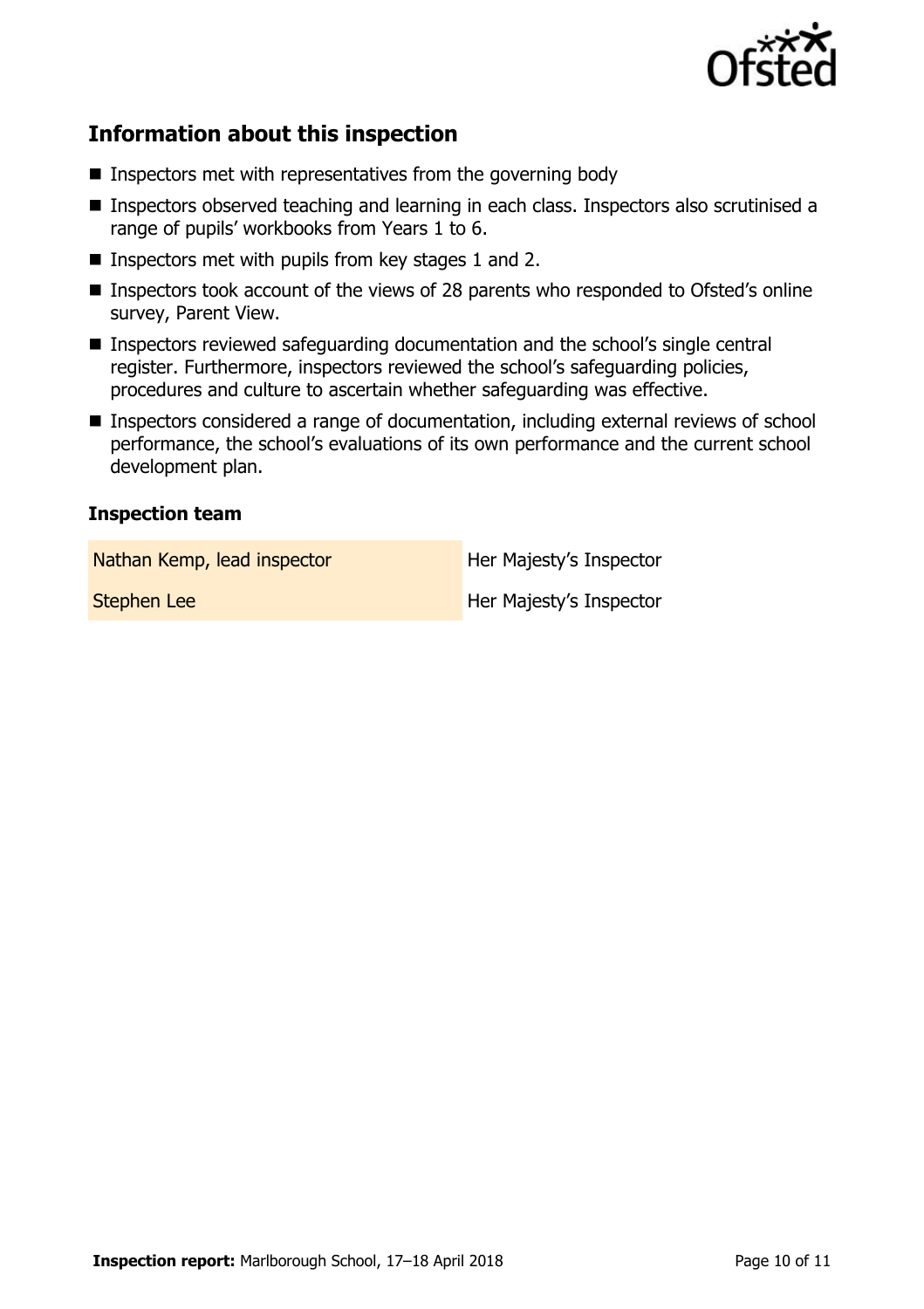## Information about this inspection

- Inspectors met with representatives from the governing body
- Inspectors observed teaching and learning in each class. Inspectors also scrutinised a range of pupils' workbooks from Years 1 to 6.
- Inspectors met with pupils from key stages 1 and 2.
- Inspectors took account of the views of 28 parents who responded to Ofsted's online survey, Parent View.
- Inspectors reviewed safeguarding documentation and the school's single central register. Furthermore, inspectors reviewed the school's safeguarding policies, procedures and culture to ascertain whether safeguarding was effective.
- Inspectors considered a range of documentation, including external reviews of school performance, the school's evaluations of its own performance and the current school development plan.

### Inspection team

| | |
|---|---|
| Nathan Kemp, lead inspector | Her Majesty's Inspector |
| Stephen Lee | Her Majesty's Inspector |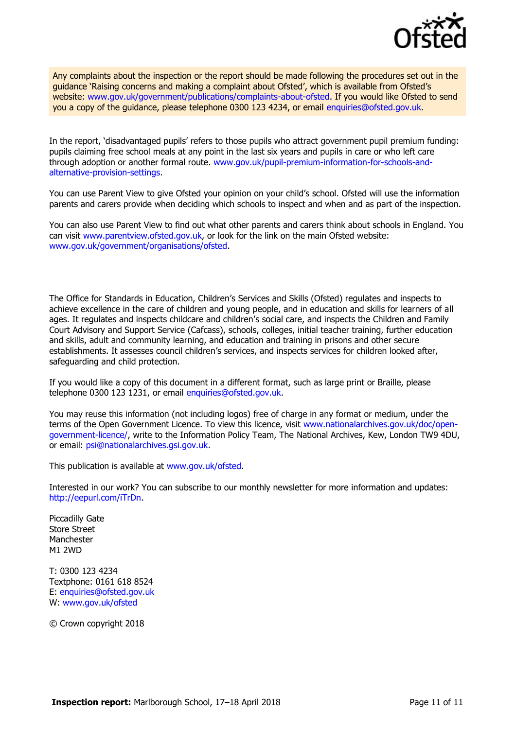Any complaints about the inspection or the report should be made following the procedures set out in the guidance 'Raising concerns and making a complaint about Ofsted', which is available from Ofsted's website: www.gov.uk/government/publications/complaints-about-ofsted. If you would like Ofsted to send you a copy of the guidance, please telephone 0300 123 4234, or email enquiries@ofsted.gov.uk.

In the report, 'disadvantaged pupils' refers to those pupils who attract government pupil premium funding: pupils claiming free school meals at any point in the last six years and pupils in care or who left care through adoption or another formal route. www.gov.uk/pupil-premium-information-for-schools-and-alternative-provision-settings.

You can use Parent View to give Ofsted your opinion on your child's school. Ofsted will use the information parents and carers provide when deciding which schools to inspect and when and as part of the inspection.

You can also use Parent View to find out what other parents and carers think about schools in England. You can visit www.parentview.ofsted.gov.uk, or look for the link on the main Ofsted website: www.gov.uk/government/organisations/ofsted.

The Office for Standards in Education, Children's Services and Skills (Ofsted) regulates and inspects to achieve excellence in the care of children and young people, and in education and skills for learners of all ages. It regulates and inspects childcare and children's social care, and inspects the Children and Family Court Advisory and Support Service (Cafcass), schools, colleges, initial teacher training, further education and skills, adult and community learning, and education and training in prisons and other secure establishments. It assesses council children's services, and inspects services for children looked after, safeguarding and child protection.

If you would like a copy of this document in a different format, such as large print or Braille, please telephone 0300 123 1231, or email enquiries@ofsted.gov.uk.

You may reuse this information (not including logos) free of charge in any format or medium, under the terms of the Open Government Licence. To view this licence, visit www.nationalarchives.gov.uk/doc/open-government-licence/, write to the Information Policy Team, The National Archives, Kew, London TW9 4DU, or email: psi@nationalarchives.gsi.gov.uk.

This publication is available at www.gov.uk/ofsted.

Interested in our work? You can subscribe to our monthly newsletter for more information and updates: http://eepurl.com/iTrDn.

Piccadilly Gate  
Store Street  
Manchester  
M1 2WD

T: 0300 123 4234  
Textphone: 0161 618 8524  
E: enquiries@ofsted.gov.uk  
W: www.gov.uk/ofsted

© Crown copyright 2018